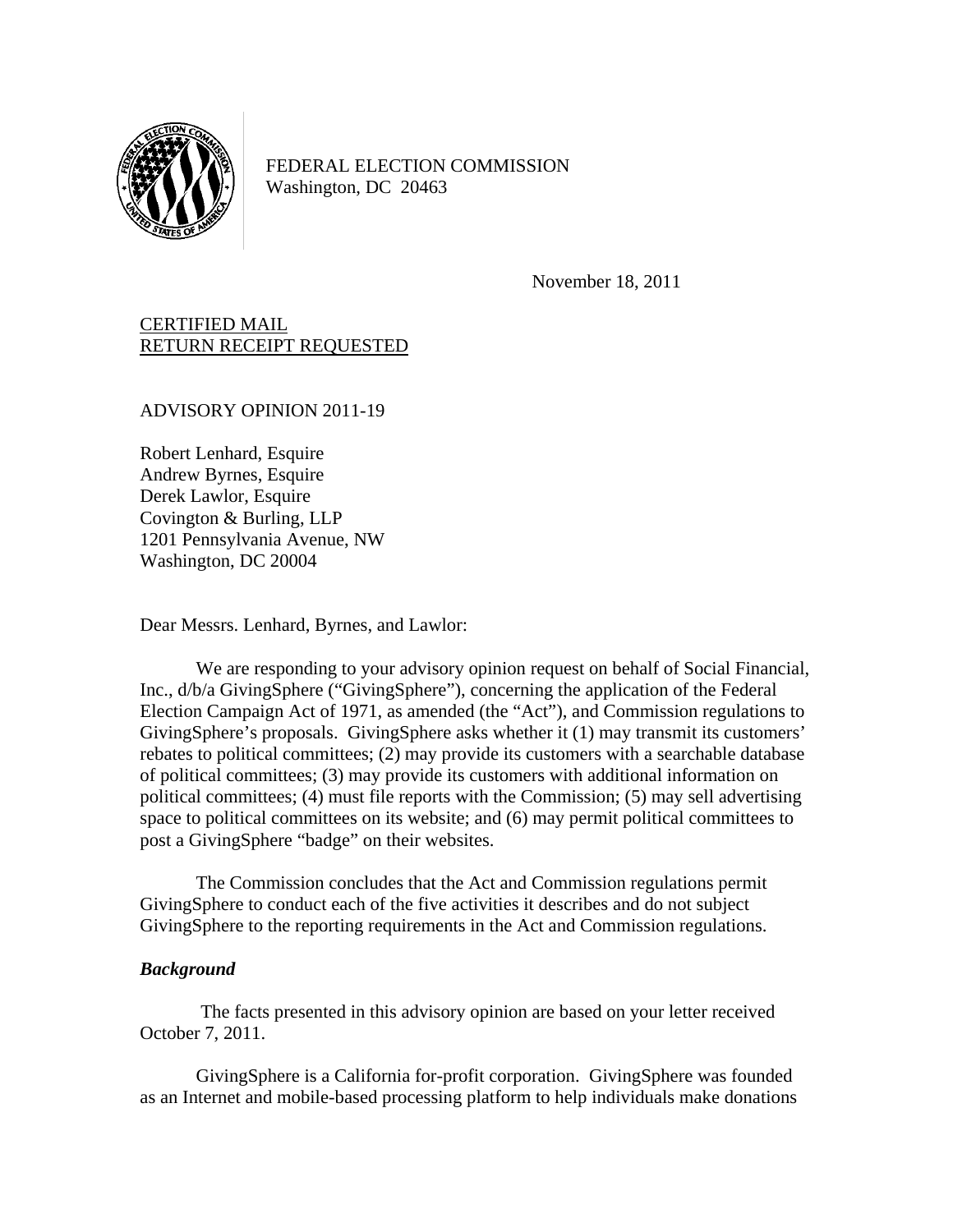FEDERAL ELECTION COMMISSION
Washington, DC 20463

November 18, 2011

CERTIFIED MAIL
RETURN RECEIPT REQUESTED

ADVISORY OPINION 2011-19

Robert Lenhard, Esquire
Andrew Byrnes, Esquire
Derek Lawlor, Esquire
Covington & Burling, LLP
1201 Pennsylvania Avenue, NW
Washington, DC 20004

Dear Messrs. Lenhard, Byrnes, and Lawlor:

We are responding to your advisory opinion request on behalf of Social Financial, Inc., d/b/a GivingSphere ("GivingSphere"), concerning the application of the Federal Election Campaign Act of 1971, as amended (the "Act"), and Commission regulations to GivingSphere's proposals. GivingSphere asks whether it (1) may transmit its customers' rebates to political committees; (2) may provide its customers with a searchable database of political committees; (3) may provide its customers with additional information on political committees; (4) must file reports with the Commission; (5) may sell advertising space to political committees on its website; and (6) may permit political committees to post a GivingSphere "badge" on their websites.

The Commission concludes that the Act and Commission regulations permit GivingSphere to conduct each of the five activities it describes and do not subject GivingSphere to the reporting requirements in the Act and Commission regulations.

### *Background*

The facts presented in this advisory opinion are based on your letter received October 7, 2011.

GivingSphere is a California for-profit corporation. GivingSphere was founded as an Internet and mobile-based processing platform to help individuals make donations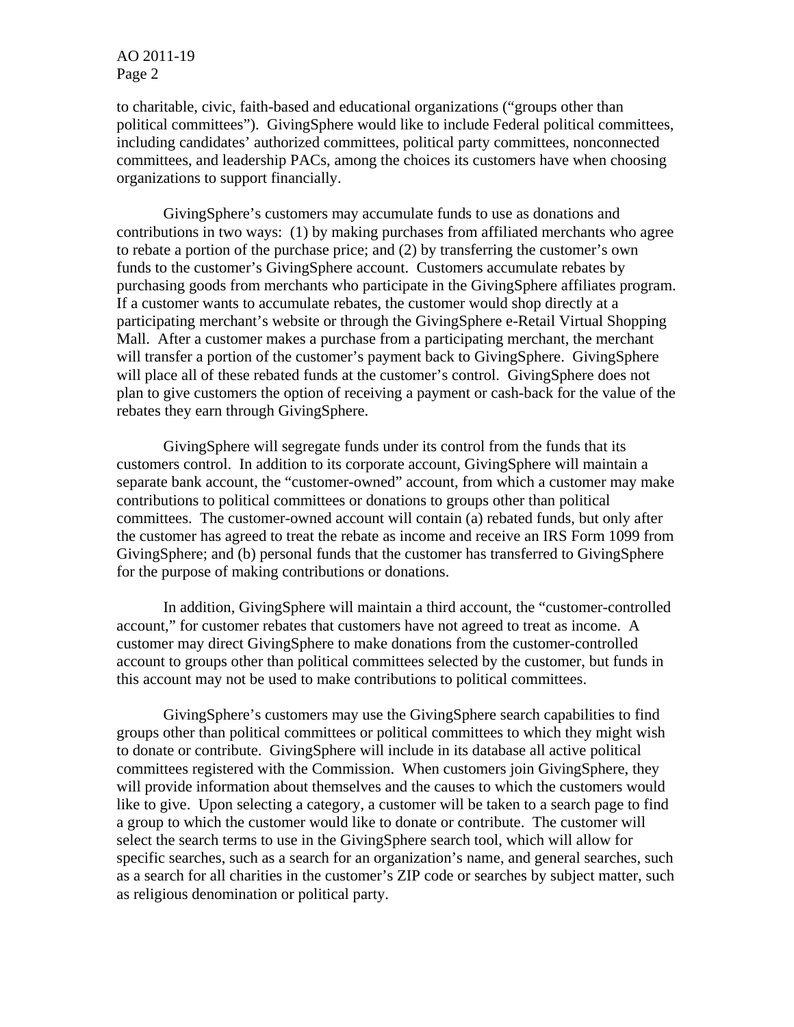to charitable, civic, faith-based and educational organizations ("groups other than political committees"). GivingSphere would like to include Federal political committees, including candidates' authorized committees, political party committees, nonconnected committees, and leadership PACs, among the choices its customers have when choosing organizations to support financially.

GivingSphere's customers may accumulate funds to use as donations and contributions in two ways: (1) by making purchases from affiliated merchants who agree to rebate a portion of the purchase price; and (2) by transferring the customer's own funds to the customer's GivingSphere account. Customers accumulate rebates by purchasing goods from merchants who participate in the GivingSphere affiliates program. If a customer wants to accumulate rebates, the customer would shop directly at a participating merchant's website or through the GivingSphere e-Retail Virtual Shopping Mall. After a customer makes a purchase from a participating merchant, the merchant will transfer a portion of the customer's payment back to GivingSphere. GivingSphere will place all of these rebated funds at the customer's control. GivingSphere does not plan to give customers the option of receiving a payment or cash-back for the value of the rebates they earn through GivingSphere.

GivingSphere will segregate funds under its control from the funds that its customers control. In addition to its corporate account, GivingSphere will maintain a separate bank account, the "customer-owned" account, from which a customer may make contributions to political committees or donations to groups other than political committees. The customer-owned account will contain (a) rebated funds, but only after the customer has agreed to treat the rebate as income and receive an IRS Form 1099 from GivingSphere; and (b) personal funds that the customer has transferred to GivingSphere for the purpose of making contributions or donations.

In addition, GivingSphere will maintain a third account, the "customer-controlled account," for customer rebates that customers have not agreed to treat as income. A customer may direct GivingSphere to make donations from the customer-controlled account to groups other than political committees selected by the customer, but funds in this account may not be used to make contributions to political committees.

GivingSphere's customers may use the GivingSphere search capabilities to find groups other than political committees or political committees to which they might wish to donate or contribute. GivingSphere will include in its database all active political committees registered with the Commission. When customers join GivingSphere, they will provide information about themselves and the causes to which the customers would like to give. Upon selecting a category, a customer will be taken to a search page to find a group to which the customer would like to donate or contribute. The customer will select the search terms to use in the GivingSphere search tool, which will allow for specific searches, such as a search for an organization's name, and general searches, such as a search for all charities in the customer's ZIP code or searches by subject matter, such as religious denomination or political party.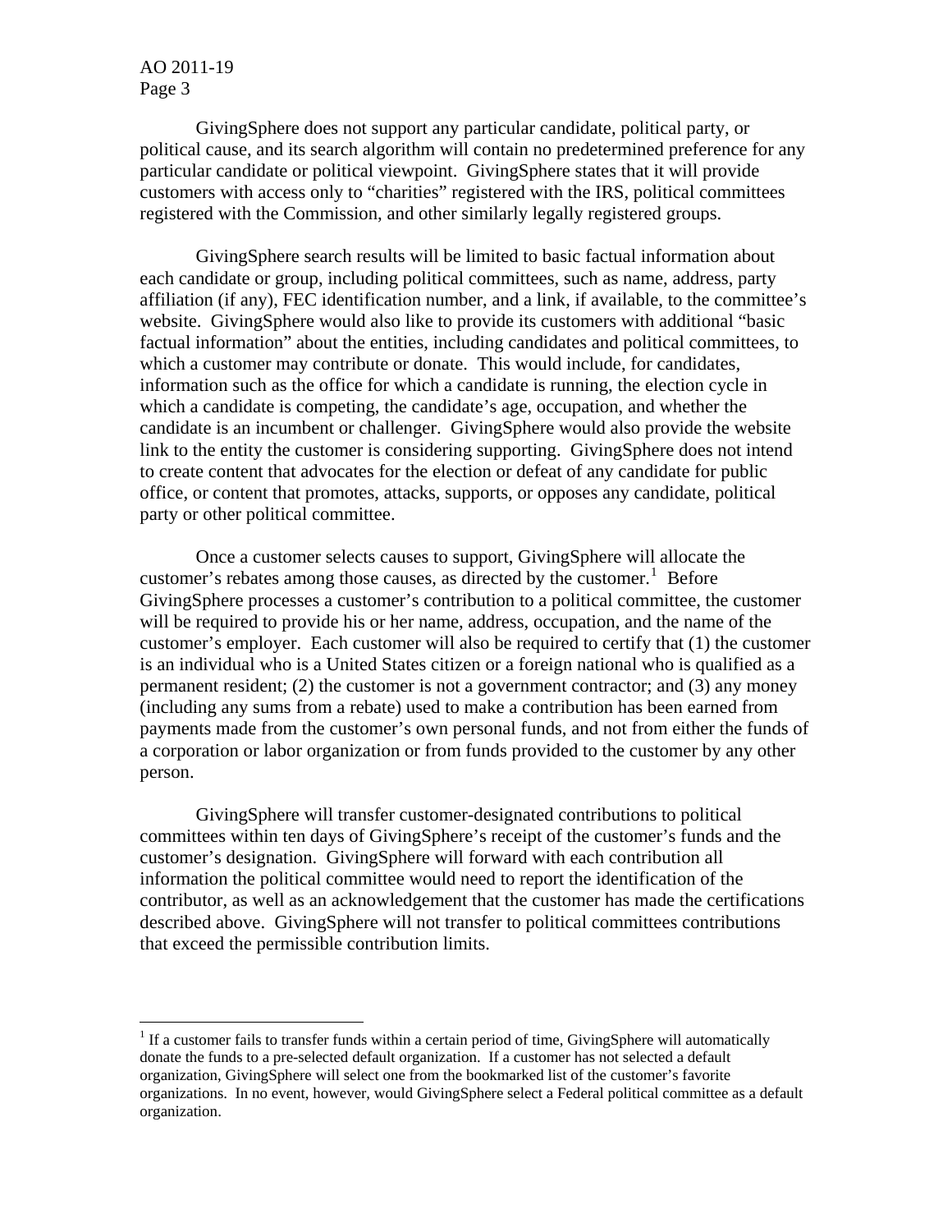GivingSphere does not support any particular candidate, political party, or political cause, and its search algorithm will contain no predetermined preference for any particular candidate or political viewpoint. GivingSphere states that it will provide customers with access only to "charities" registered with the IRS, political committees registered with the Commission, and other similarly legally registered groups.

GivingSphere search results will be limited to basic factual information about each candidate or group, including political committees, such as name, address, party affiliation (if any), FEC identification number, and a link, if available, to the committee's website. GivingSphere would also like to provide its customers with additional "basic factual information" about the entities, including candidates and political committees, to which a customer may contribute or donate. This would include, for candidates, information such as the office for which a candidate is running, the election cycle in which a candidate is competing, the candidate's age, occupation, and whether the candidate is an incumbent or challenger. GivingSphere would also provide the website link to the entity the customer is considering supporting. GivingSphere does not intend to create content that advocates for the election or defeat of any candidate for public office, or content that promotes, attacks, supports, or opposes any candidate, political party or other political committee.

Once a customer selects causes to support, GivingSphere will allocate the customer's rebates among those causes, as directed by the customer.[1] Before GivingSphere processes a customer's contribution to a political committee, the customer will be required to provide his or her name, address, occupation, and the name of the customer's employer. Each customer will also be required to certify that (1) the customer is an individual who is a United States citizen or a foreign national who is qualified as a permanent resident; (2) the customer is not a government contractor; and (3) any money (including any sums from a rebate) used to make a contribution has been earned from payments made from the customer's own personal funds, and not from either the funds of a corporation or labor organization or from funds provided to the customer by any other person.

GivingSphere will transfer customer-designated contributions to political committees within ten days of GivingSphere's receipt of the customer's funds and the customer's designation. GivingSphere will forward with each contribution all information the political committee would need to report the identification of the contributor, as well as an acknowledgement that the customer has made the certifications described above. GivingSphere will not transfer to political committees contributions that exceed the permissible contribution limits.

[1] If a customer fails to transfer funds within a certain period of time, GivingSphere will automatically donate the funds to a pre-selected default organization. If a customer has not selected a default organization, GivingSphere will select one from the bookmarked list of the customer's favorite organizations. In no event, however, would GivingSphere select a Federal political committee as a default organization.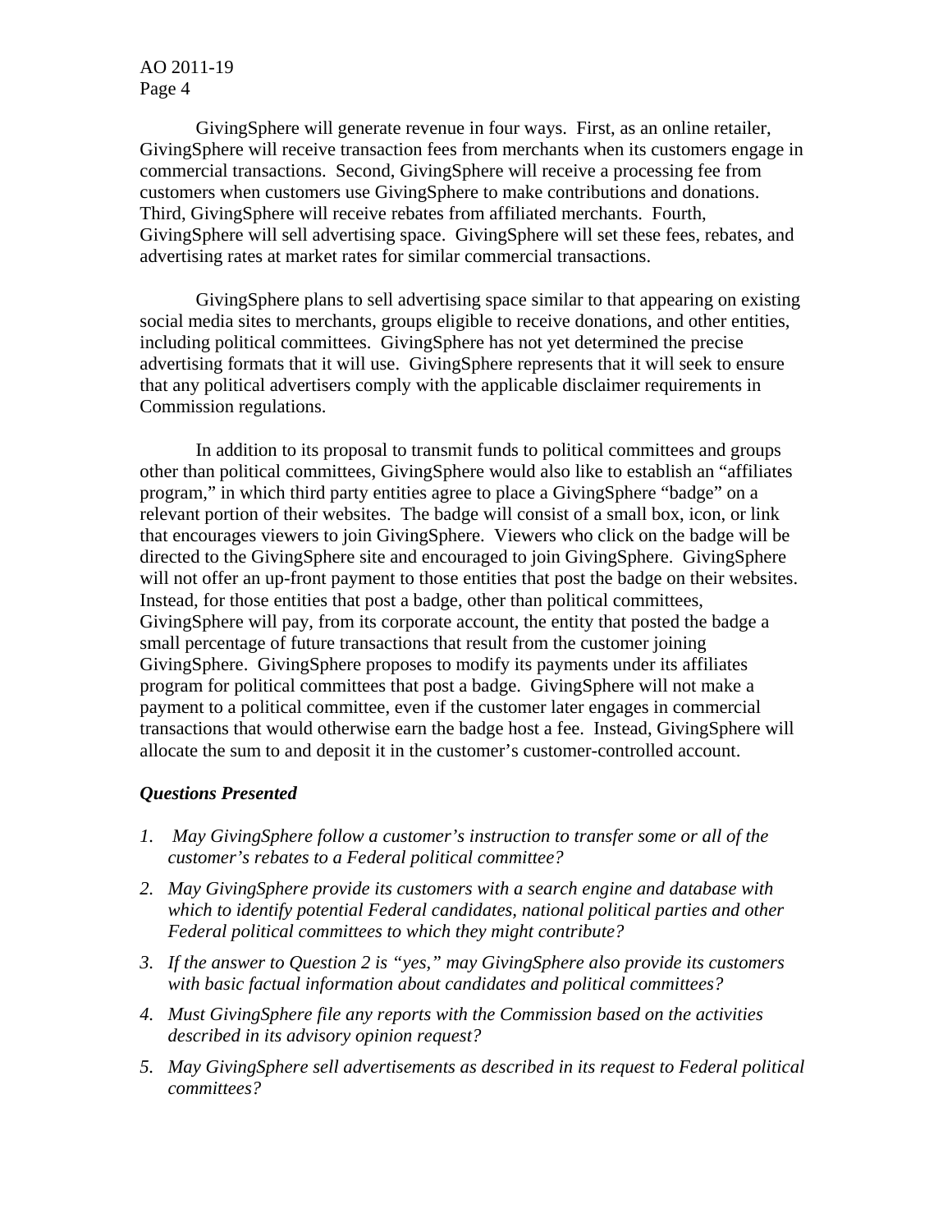GivingSphere will generate revenue in four ways. First, as an online retailer, GivingSphere will receive transaction fees from merchants when its customers engage in commercial transactions. Second, GivingSphere will receive a processing fee from customers when customers use GivingSphere to make contributions and donations. Third, GivingSphere will receive rebates from affiliated merchants. Fourth, GivingSphere will sell advertising space. GivingSphere will set these fees, rebates, and advertising rates at market rates for similar commercial transactions.

GivingSphere plans to sell advertising space similar to that appearing on existing social media sites to merchants, groups eligible to receive donations, and other entities, including political committees. GivingSphere has not yet determined the precise advertising formats that it will use. GivingSphere represents that it will seek to ensure that any political advertisers comply with the applicable disclaimer requirements in Commission regulations.

In addition to its proposal to transmit funds to political committees and groups other than political committees, GivingSphere would also like to establish an "affiliates program," in which third party entities agree to place a GivingSphere "badge" on a relevant portion of their websites. The badge will consist of a small box, icon, or link that encourages viewers to join GivingSphere. Viewers who click on the badge will be directed to the GivingSphere site and encouraged to join GivingSphere. GivingSphere will not offer an up-front payment to those entities that post the badge on their websites. Instead, for those entities that post a badge, other than political committees, GivingSphere will pay, from its corporate account, the entity that posted the badge a small percentage of future transactions that result from the customer joining GivingSphere. GivingSphere proposes to modify its payments under its affiliates program for political committees that post a badge. GivingSphere will not make a payment to a political committee, even if the customer later engages in commercial transactions that would otherwise earn the badge host a fee. Instead, GivingSphere will allocate the sum to and deposit it in the customer's customer-controlled account.

***Questions Presented***

1. *May GivingSphere follow a customer's instruction to transfer some or all of the customer's rebates to a Federal political committee?*
2. *May GivingSphere provide its customers with a search engine and database with which to identify potential Federal candidates, national political parties and other Federal political committees to which they might contribute?*
3. *If the answer to Question 2 is "yes," may GivingSphere also provide its customers with basic factual information about candidates and political committees?*
4. *Must GivingSphere file any reports with the Commission based on the activities described in its advisory opinion request?*
5. *May GivingSphere sell advertisements as described in its request to Federal political committees?*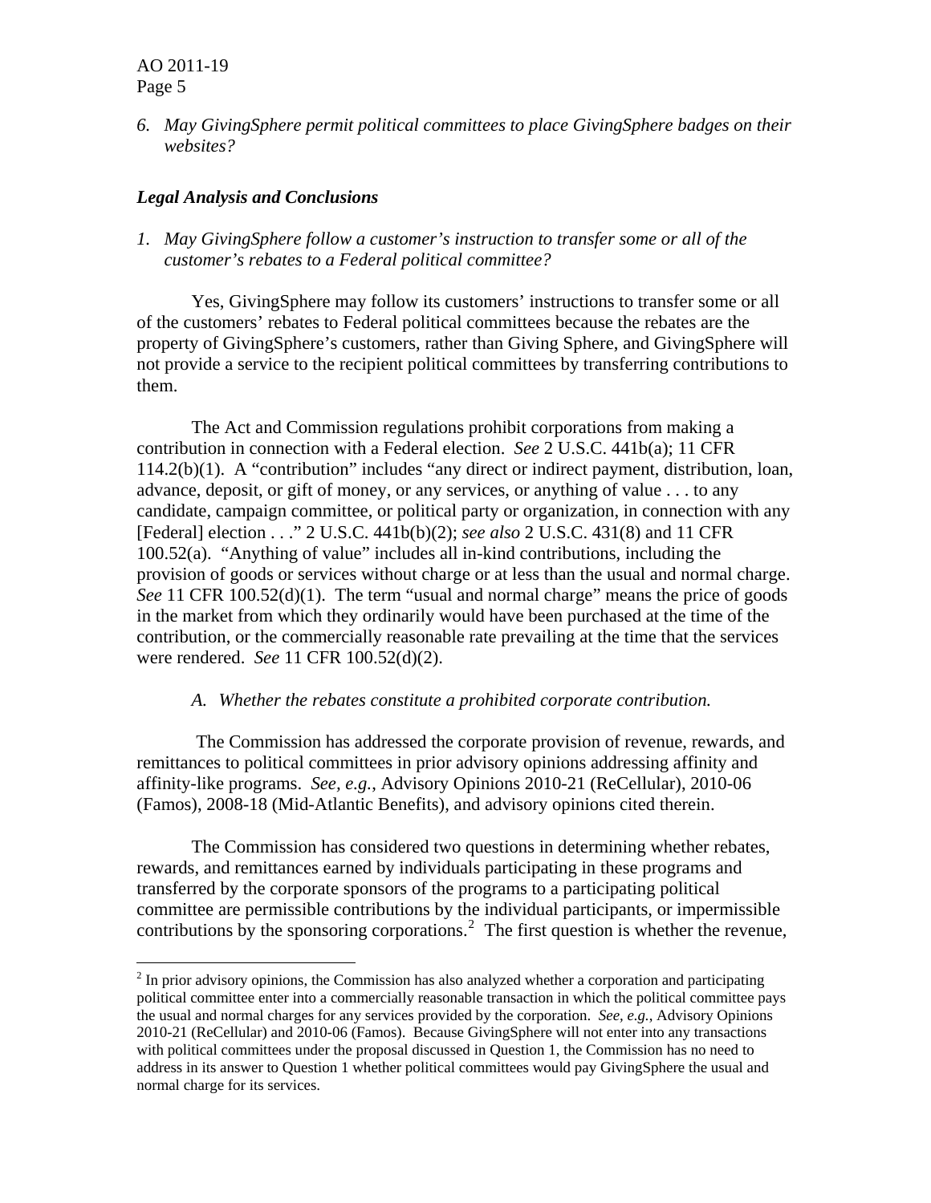6. *May GivingSphere permit political committees to place GivingSphere badges on their websites?*

## *Legal Analysis and Conclusions*

1. *May GivingSphere follow a customer's instruction to transfer some or all of the customer's rebates to a Federal political committee?*

Yes, GivingSphere may follow its customers' instructions to transfer some or all of the customers' rebates to Federal political committees because the rebates are the property of GivingSphere's customers, rather than Giving Sphere, and GivingSphere will not provide a service to the recipient political committees by transferring contributions to them.

The Act and Commission regulations prohibit corporations from making a contribution in connection with a Federal election. *See* 2 U.S.C. 441b(a); 11 CFR 114.2(b)(1). A "contribution" includes "any direct or indirect payment, distribution, loan, advance, deposit, or gift of money, or any services, or anything of value . . . to any candidate, campaign committee, or political party or organization, in connection with any [Federal] election . . ." 2 U.S.C. 441b(b)(2); *see also* 2 U.S.C. 431(8) and 11 CFR 100.52(a). "Anything of value" includes all in-kind contributions, including the provision of goods or services without charge or at less than the usual and normal charge. *See* 11 CFR 100.52(d)(1). The term "usual and normal charge" means the price of goods in the market from which they ordinarily would have been purchased at the time of the contribution, or the commercially reasonable rate prevailing at the time that the services were rendered. *See* 11 CFR 100.52(d)(2).

*A. Whether the rebates constitute a prohibited corporate contribution.*

The Commission has addressed the corporate provision of revenue, rewards, and remittances to political committees in prior advisory opinions addressing affinity and affinity-like programs. *See, e.g.*, Advisory Opinions 2010-21 (ReCellular), 2010-06 (Famos), 2008-18 (Mid-Atlantic Benefits), and advisory opinions cited therein.

The Commission has considered two questions in determining whether rebates, rewards, and remittances earned by individuals participating in these programs and transferred by the corporate sponsors of the programs to a participating political committee are permissible contributions by the individual participants, or impermissible contributions by the sponsoring corporations.[2] The first question is whether the revenue,

[2] In prior advisory opinions, the Commission has also analyzed whether a corporation and participating political committee enter into a commercially reasonable transaction in which the political committee pays the usual and normal charges for any services provided by the corporation. *See, e.g.*, Advisory Opinions 2010-21 (ReCellular) and 2010-06 (Famos). Because GivingSphere will not enter into any transactions with political committees under the proposal discussed in Question 1, the Commission has no need to address in its answer to Question 1 whether political committees would pay GivingSphere the usual and normal charge for its services.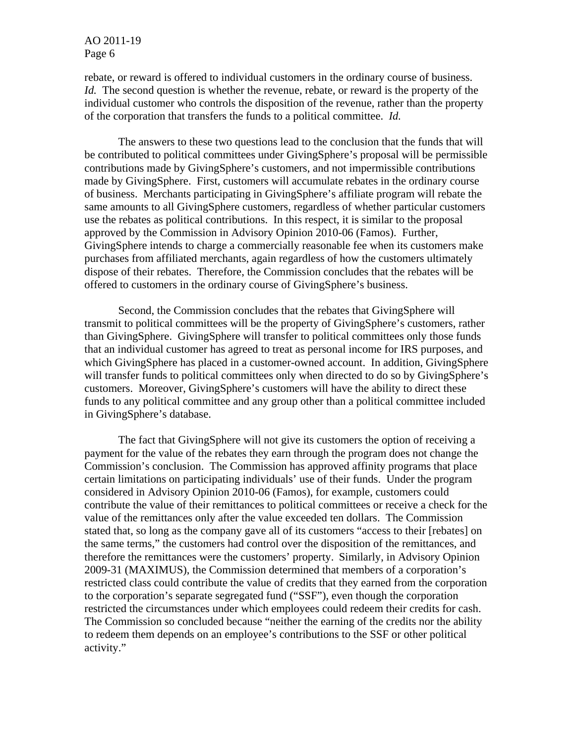rebate, or reward is offered to individual customers in the ordinary course of business. *Id.* The second question is whether the revenue, rebate, or reward is the property of the individual customer who controls the disposition of the revenue, rather than the property of the corporation that transfers the funds to a political committee. *Id.*

The answers to these two questions lead to the conclusion that the funds that will be contributed to political committees under GivingSphere's proposal will be permissible contributions made by GivingSphere's customers, and not impermissible contributions made by GivingSphere. First, customers will accumulate rebates in the ordinary course of business. Merchants participating in GivingSphere's affiliate program will rebate the same amounts to all GivingSphere customers, regardless of whether particular customers use the rebates as political contributions. In this respect, it is similar to the proposal approved by the Commission in Advisory Opinion 2010-06 (Famos). Further, GivingSphere intends to charge a commercially reasonable fee when its customers make purchases from affiliated merchants, again regardless of how the customers ultimately dispose of their rebates. Therefore, the Commission concludes that the rebates will be offered to customers in the ordinary course of GivingSphere's business.

Second, the Commission concludes that the rebates that GivingSphere will transmit to political committees will be the property of GivingSphere's customers, rather than GivingSphere. GivingSphere will transfer to political committees only those funds that an individual customer has agreed to treat as personal income for IRS purposes, and which GivingSphere has placed in a customer-owned account. In addition, GivingSphere will transfer funds to political committees only when directed to do so by GivingSphere's customers. Moreover, GivingSphere's customers will have the ability to direct these funds to any political committee and any group other than a political committee included in GivingSphere's database.

The fact that GivingSphere will not give its customers the option of receiving a payment for the value of the rebates they earn through the program does not change the Commission's conclusion. The Commission has approved affinity programs that place certain limitations on participating individuals' use of their funds. Under the program considered in Advisory Opinion 2010-06 (Famos), for example, customers could contribute the value of their remittances to political committees or receive a check for the value of the remittances only after the value exceeded ten dollars. The Commission stated that, so long as the company gave all of its customers "access to their [rebates] on the same terms," the customers had control over the disposition of the remittances, and therefore the remittances were the customers' property. Similarly, in Advisory Opinion 2009-31 (MAXIMUS), the Commission determined that members of a corporation's restricted class could contribute the value of credits that they earned from the corporation to the corporation's separate segregated fund ("SSF"), even though the corporation restricted the circumstances under which employees could redeem their credits for cash. The Commission so concluded because "neither the earning of the credits nor the ability to redeem them depends on an employee's contributions to the SSF or other political activity."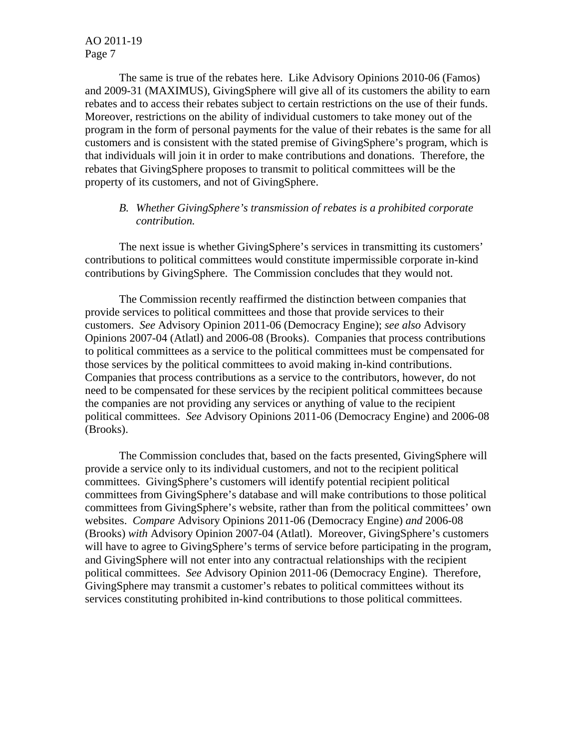The same is true of the rebates here. Like Advisory Opinions 2010-06 (Famos) and 2009-31 (MAXIMUS), GivingSphere will give all of its customers the ability to earn rebates and to access their rebates subject to certain restrictions on the use of their funds. Moreover, restrictions on the ability of individual customers to take money out of the program in the form of personal payments for the value of their rebates is the same for all customers and is consistent with the stated premise of GivingSphere's program, which is that individuals will join it in order to make contributions and donations. Therefore, the rebates that GivingSphere proposes to transmit to political committees will be the property of its customers, and not of GivingSphere.

*B. Whether GivingSphere's transmission of rebates is a prohibited corporate contribution.*

The next issue is whether GivingSphere's services in transmitting its customers' contributions to political committees would constitute impermissible corporate in-kind contributions by GivingSphere. The Commission concludes that they would not.

The Commission recently reaffirmed the distinction between companies that provide services to political committees and those that provide services to their customers. *See* Advisory Opinion 2011-06 (Democracy Engine); *see also* Advisory Opinions 2007-04 (Atlatl) and 2006-08 (Brooks). Companies that process contributions to political committees as a service to the political committees must be compensated for those services by the political committees to avoid making in-kind contributions. Companies that process contributions as a service to the contributors, however, do not need to be compensated for these services by the recipient political committees because the companies are not providing any services or anything of value to the recipient political committees. *See* Advisory Opinions 2011-06 (Democracy Engine) and 2006-08 (Brooks).

The Commission concludes that, based on the facts presented, GivingSphere will provide a service only to its individual customers, and not to the recipient political committees. GivingSphere's customers will identify potential recipient political committees from GivingSphere's database and will make contributions to those political committees from GivingSphere's website, rather than from the political committees' own websites. *Compare* Advisory Opinions 2011-06 (Democracy Engine) *and* 2006-08 (Brooks) *with* Advisory Opinion 2007-04 (Atlatl). Moreover, GivingSphere's customers will have to agree to GivingSphere's terms of service before participating in the program, and GivingSphere will not enter into any contractual relationships with the recipient political committees. *See* Advisory Opinion 2011-06 (Democracy Engine). Therefore, GivingSphere may transmit a customer's rebates to political committees without its services constituting prohibited in-kind contributions to those political committees.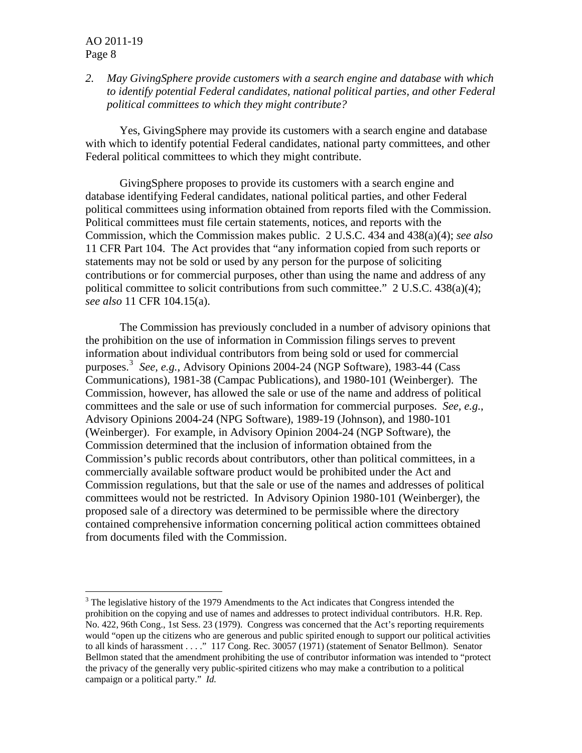2. *May GivingSphere provide customers with a search engine and database with which to identify potential Federal candidates, national political parties, and other Federal political committees to which they might contribute?*

Yes, GivingSphere may provide its customers with a search engine and database with which to identify potential Federal candidates, national party committees, and other Federal political committees to which they might contribute.

GivingSphere proposes to provide its customers with a search engine and database identifying Federal candidates, national political parties, and other Federal political committees using information obtained from reports filed with the Commission. Political committees must file certain statements, notices, and reports with the Commission, which the Commission makes public. 2 U.S.C. 434 and 438(a)(4); *see also* 11 CFR Part 104. The Act provides that "any information copied from such reports or statements may not be sold or used by any person for the purpose of soliciting contributions or for commercial purposes, other than using the name and address of any political committee to solicit contributions from such committee." 2 U.S.C. 438(a)(4); *see also* 11 CFR 104.15(a).

The Commission has previously concluded in a number of advisory opinions that the prohibition on the use of information in Commission filings serves to prevent information about individual contributors from being sold or used for commercial purposes.[3] *See, e.g.,* Advisory Opinions 2004-24 (NGP Software), 1983-44 (Cass Communications), 1981-38 (Campac Publications), and 1980-101 (Weinberger). The Commission, however, has allowed the sale or use of the name and address of political committees and the sale or use of such information for commercial purposes. *See, e.g.*, Advisory Opinions 2004-24 (NPG Software), 1989-19 (Johnson), and 1980-101 (Weinberger). For example, in Advisory Opinion 2004-24 (NGP Software), the Commission determined that the inclusion of information obtained from the Commission's public records about contributors, other than political committees, in a commercially available software product would be prohibited under the Act and Commission regulations, but that the sale or use of the names and addresses of political committees would not be restricted. In Advisory Opinion 1980-101 (Weinberger), the proposed sale of a directory was determined to be permissible where the directory contained comprehensive information concerning political action committees obtained from documents filed with the Commission.

---

[3] The legislative history of the 1979 Amendments to the Act indicates that Congress intended the prohibition on the copying and use of names and addresses to protect individual contributors. H.R. Rep. No. 422, 96th Cong., 1st Sess. 23 (1979). Congress was concerned that the Act's reporting requirements would "open up the citizens who are generous and public spirited enough to support our political activities to all kinds of harassment . . . ." 117 Cong. Rec. 30057 (1971) (statement of Senator Bellmon). Senator Bellmon stated that the amendment prohibiting the use of contributor information was intended to "protect the privacy of the generally very public-spirited citizens who may make a contribution to a political campaign or a political party." *Id.*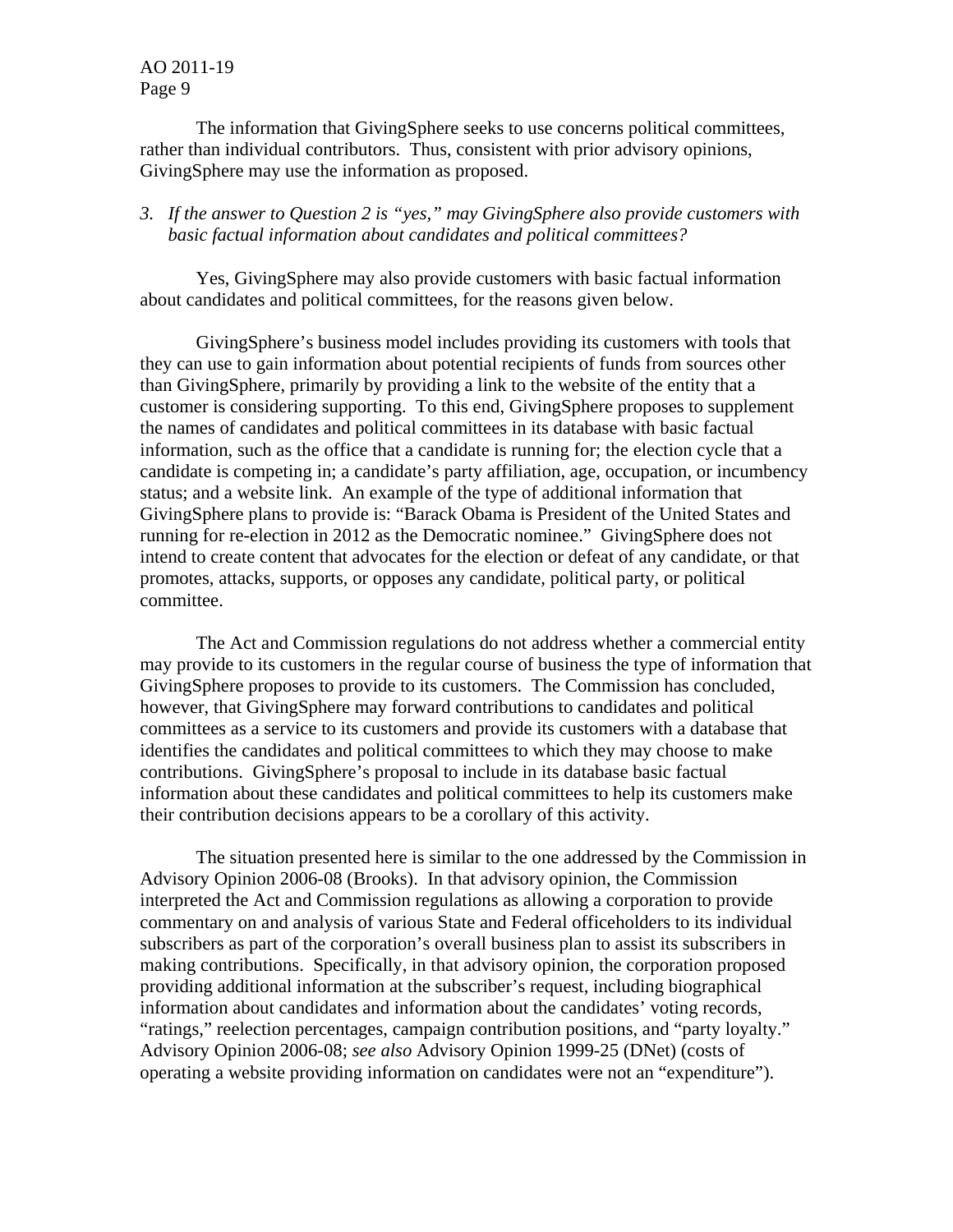The information that GivingSphere seeks to use concerns political committees, rather than individual contributors. Thus, consistent with prior advisory opinions, GivingSphere may use the information as proposed.

*3. If the answer to Question 2 is "yes," may GivingSphere also provide customers with basic factual information about candidates and political committees?*

Yes, GivingSphere may also provide customers with basic factual information about candidates and political committees, for the reasons given below.

GivingSphere's business model includes providing its customers with tools that they can use to gain information about potential recipients of funds from sources other than GivingSphere, primarily by providing a link to the website of the entity that a customer is considering supporting. To this end, GivingSphere proposes to supplement the names of candidates and political committees in its database with basic factual information, such as the office that a candidate is running for; the election cycle that a candidate is competing in; a candidate's party affiliation, age, occupation, or incumbency status; and a website link. An example of the type of additional information that GivingSphere plans to provide is: "Barack Obama is President of the United States and running for re-election in 2012 as the Democratic nominee." GivingSphere does not intend to create content that advocates for the election or defeat of any candidate, or that promotes, attacks, supports, or opposes any candidate, political party, or political committee.

The Act and Commission regulations do not address whether a commercial entity may provide to its customers in the regular course of business the type of information that GivingSphere proposes to provide to its customers. The Commission has concluded, however, that GivingSphere may forward contributions to candidates and political committees as a service to its customers and provide its customers with a database that identifies the candidates and political committees to which they may choose to make contributions. GivingSphere's proposal to include in its database basic factual information about these candidates and political committees to help its customers make their contribution decisions appears to be a corollary of this activity.

The situation presented here is similar to the one addressed by the Commission in Advisory Opinion 2006-08 (Brooks). In that advisory opinion, the Commission interpreted the Act and Commission regulations as allowing a corporation to provide commentary on and analysis of various State and Federal officeholders to its individual subscribers as part of the corporation's overall business plan to assist its subscribers in making contributions. Specifically, in that advisory opinion, the corporation proposed providing additional information at the subscriber's request, including biographical information about candidates and information about the candidates' voting records, "ratings," reelection percentages, campaign contribution positions, and "party loyalty." Advisory Opinion 2006-08; *see also* Advisory Opinion 1999-25 (DNet) (costs of operating a website providing information on candidates were not an "expenditure").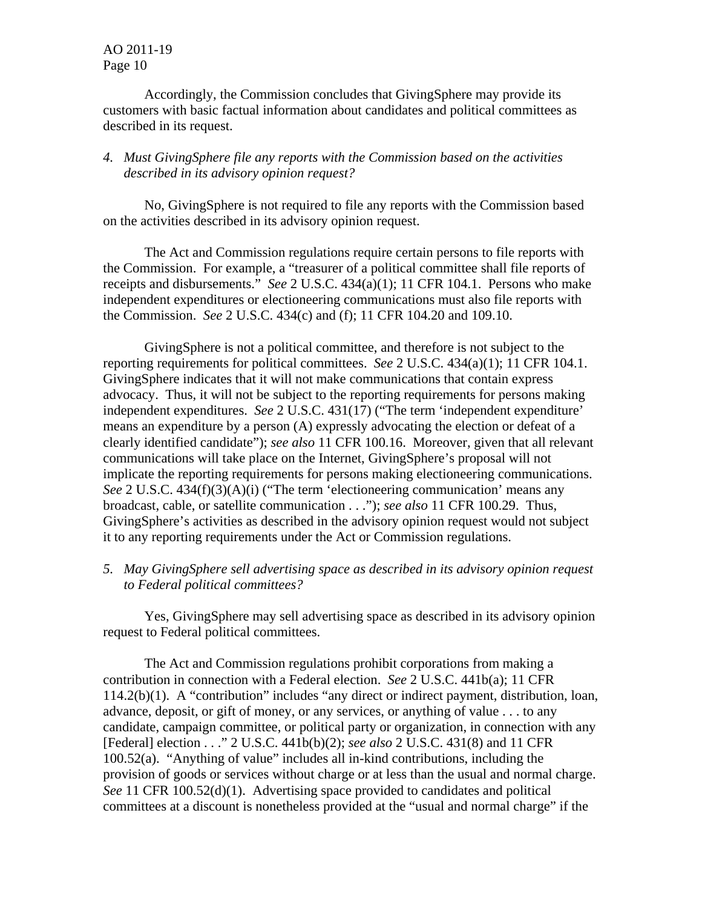Accordingly, the Commission concludes that GivingSphere may provide its customers with basic factual information about candidates and political committees as described in its request.

*4. Must GivingSphere file any reports with the Commission based on the activities described in its advisory opinion request?*

No, GivingSphere is not required to file any reports with the Commission based on the activities described in its advisory opinion request.

The Act and Commission regulations require certain persons to file reports with the Commission. For example, a "treasurer of a political committee shall file reports of receipts and disbursements." *See* 2 U.S.C. 434(a)(1); 11 CFR 104.1. Persons who make independent expenditures or electioneering communications must also file reports with the Commission. *See* 2 U.S.C. 434(c) and (f); 11 CFR 104.20 and 109.10.

GivingSphere is not a political committee, and therefore is not subject to the reporting requirements for political committees. *See* 2 U.S.C. 434(a)(1); 11 CFR 104.1. GivingSphere indicates that it will not make communications that contain express advocacy. Thus, it will not be subject to the reporting requirements for persons making independent expenditures. *See* 2 U.S.C. 431(17) ("The term 'independent expenditure' means an expenditure by a person (A) expressly advocating the election or defeat of a clearly identified candidate"); *see also* 11 CFR 100.16. Moreover, given that all relevant communications will take place on the Internet, GivingSphere's proposal will not implicate the reporting requirements for persons making electioneering communications. *See* 2 U.S.C. 434(f)(3)(A)(i) ("The term 'electioneering communication' means any broadcast, cable, or satellite communication . . ."); *see also* 11 CFR 100.29. Thus, GivingSphere's activities as described in the advisory opinion request would not subject it to any reporting requirements under the Act or Commission regulations.

*5. May GivingSphere sell advertising space as described in its advisory opinion request to Federal political committees?*

Yes, GivingSphere may sell advertising space as described in its advisory opinion request to Federal political committees.

The Act and Commission regulations prohibit corporations from making a contribution in connection with a Federal election. *See* 2 U.S.C. 441b(a); 11 CFR 114.2(b)(1). A "contribution" includes "any direct or indirect payment, distribution, loan, advance, deposit, or gift of money, or any services, or anything of value . . . to any candidate, campaign committee, or political party or organization, in connection with any [Federal] election . . ." 2 U.S.C. 441b(b)(2); *see also* 2 U.S.C. 431(8) and 11 CFR 100.52(a). "Anything of value" includes all in-kind contributions, including the provision of goods or services without charge or at less than the usual and normal charge. *See* 11 CFR 100.52(d)(1). Advertising space provided to candidates and political committees at a discount is nonetheless provided at the "usual and normal charge" if the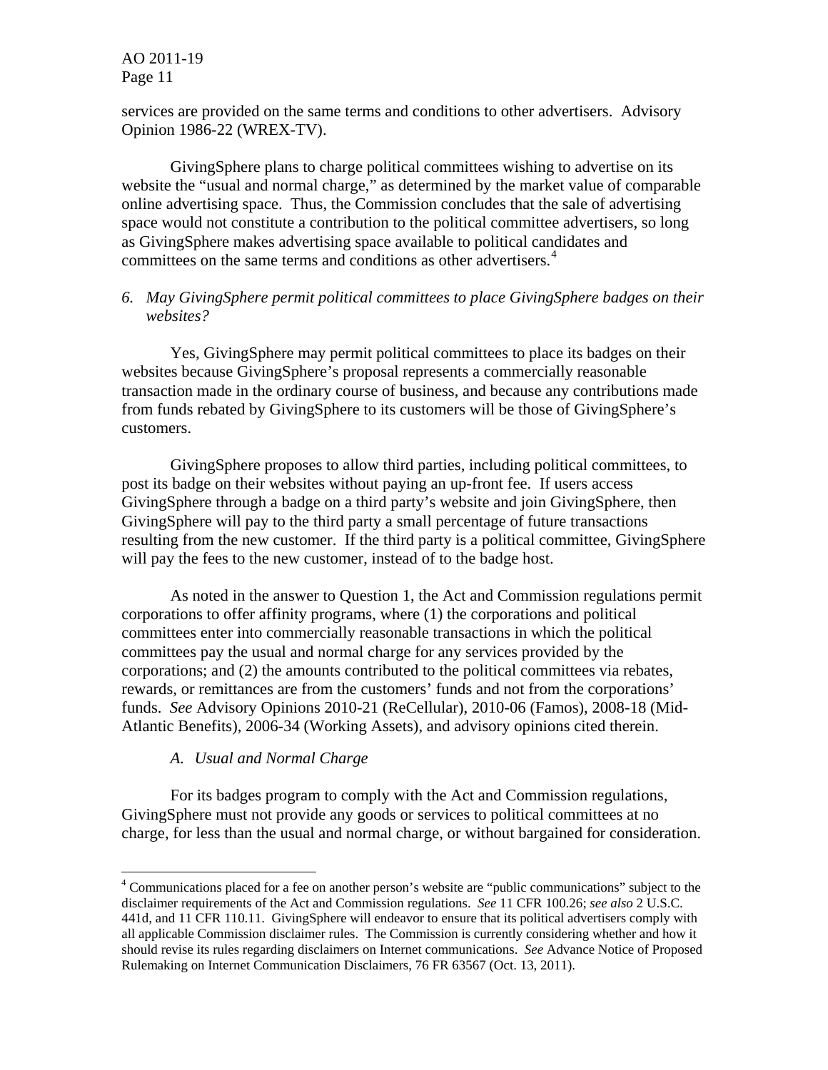services are provided on the same terms and conditions to other advertisers. Advisory Opinion 1986-22 (WREX-TV).

GivingSphere plans to charge political committees wishing to advertise on its website the "usual and normal charge," as determined by the market value of comparable online advertising space. Thus, the Commission concludes that the sale of advertising space would not constitute a contribution to the political committee advertisers, so long as GivingSphere makes advertising space available to political candidates and committees on the same terms and conditions as other advertisers.[4]

*6. May GivingSphere permit political committees to place GivingSphere badges on their websites?*

Yes, GivingSphere may permit political committees to place its badges on their websites because GivingSphere's proposal represents a commercially reasonable transaction made in the ordinary course of business, and because any contributions made from funds rebated by GivingSphere to its customers will be those of GivingSphere's customers.

GivingSphere proposes to allow third parties, including political committees, to post its badge on their websites without paying an up-front fee. If users access GivingSphere through a badge on a third party's website and join GivingSphere, then GivingSphere will pay to the third party a small percentage of future transactions resulting from the new customer. If the third party is a political committee, GivingSphere will pay the fees to the new customer, instead of to the badge host.

As noted in the answer to Question 1, the Act and Commission regulations permit corporations to offer affinity programs, where (1) the corporations and political committees enter into commercially reasonable transactions in which the political committees pay the usual and normal charge for any services provided by the corporations; and (2) the amounts contributed to the political committees via rebates, rewards, or remittances are from the customers' funds and not from the corporations' funds. *See* Advisory Opinions 2010-21 (ReCellular), 2010-06 (Famos), 2008-18 (Mid-Atlantic Benefits), 2006-34 (Working Assets), and advisory opinions cited therein.

*A. Usual and Normal Charge*

For its badges program to comply with the Act and Commission regulations, GivingSphere must not provide any goods or services to political committees at no charge, for less than the usual and normal charge, or without bargained for consideration.

---

[4] Communications placed for a fee on another person's website are "public communications" subject to the disclaimer requirements of the Act and Commission regulations. *See* 11 CFR 100.26; *see also* 2 U.S.C. 441d, and 11 CFR 110.11. GivingSphere will endeavor to ensure that its political advertisers comply with all applicable Commission disclaimer rules. The Commission is currently considering whether and how it should revise its rules regarding disclaimers on Internet communications. *See* Advance Notice of Proposed Rulemaking on Internet Communication Disclaimers, 76 FR 63567 (Oct. 13, 2011).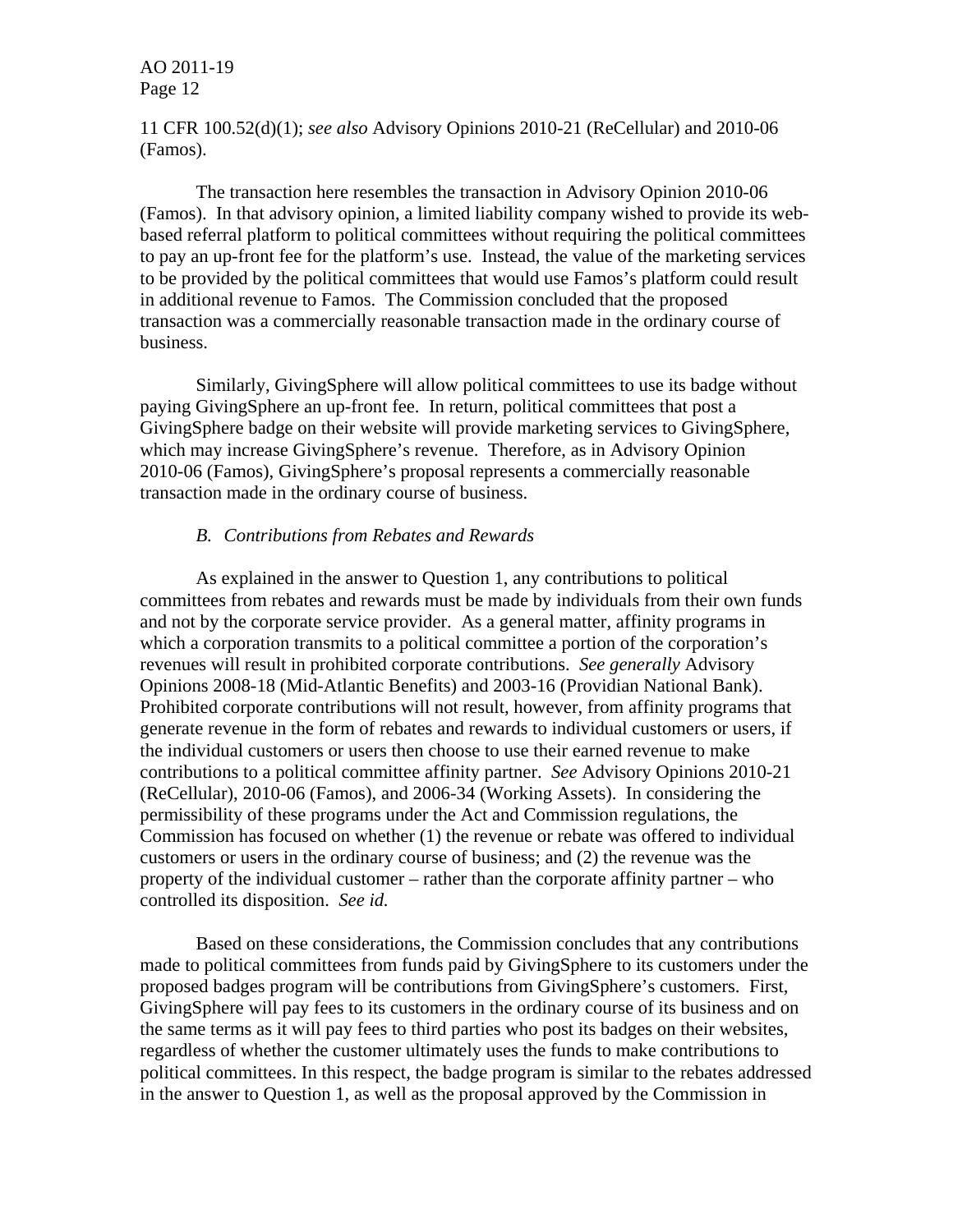11 CFR 100.52(d)(1); *see also* Advisory Opinions 2010-21 (ReCellular) and 2010-06 (Famos).

The transaction here resembles the transaction in Advisory Opinion 2010-06 (Famos). In that advisory opinion, a limited liability company wished to provide its web-based referral platform to political committees without requiring the political committees to pay an up-front fee for the platform's use. Instead, the value of the marketing services to be provided by the political committees that would use Famos's platform could result in additional revenue to Famos. The Commission concluded that the proposed transaction was a commercially reasonable transaction made in the ordinary course of business.

Similarly, GivingSphere will allow political committees to use its badge without paying GivingSphere an up-front fee. In return, political committees that post a GivingSphere badge on their website will provide marketing services to GivingSphere, which may increase GivingSphere's revenue. Therefore, as in Advisory Opinion 2010-06 (Famos), GivingSphere's proposal represents a commercially reasonable transaction made in the ordinary course of business.

*B. Contributions from Rebates and Rewards*

As explained in the answer to Question 1, any contributions to political committees from rebates and rewards must be made by individuals from their own funds and not by the corporate service provider. As a general matter, affinity programs in which a corporation transmits to a political committee a portion of the corporation's revenues will result in prohibited corporate contributions. *See generally* Advisory Opinions 2008-18 (Mid-Atlantic Benefits) and 2003-16 (Providian National Bank). Prohibited corporate contributions will not result, however, from affinity programs that generate revenue in the form of rebates and rewards to individual customers or users, if the individual customers or users then choose to use their earned revenue to make contributions to a political committee affinity partner. *See* Advisory Opinions 2010-21 (ReCellular), 2010-06 (Famos), and 2006-34 (Working Assets). In considering the permissibility of these programs under the Act and Commission regulations, the Commission has focused on whether (1) the revenue or rebate was offered to individual customers or users in the ordinary course of business; and (2) the revenue was the property of the individual customer – rather than the corporate affinity partner – who controlled its disposition. *See id.*

Based on these considerations, the Commission concludes that any contributions made to political committees from funds paid by GivingSphere to its customers under the proposed badges program will be contributions from GivingSphere's customers. First, GivingSphere will pay fees to its customers in the ordinary course of its business and on the same terms as it will pay fees to third parties who post its badges on their websites, regardless of whether the customer ultimately uses the funds to make contributions to political committees. In this respect, the badge program is similar to the rebates addressed in the answer to Question 1, as well as the proposal approved by the Commission in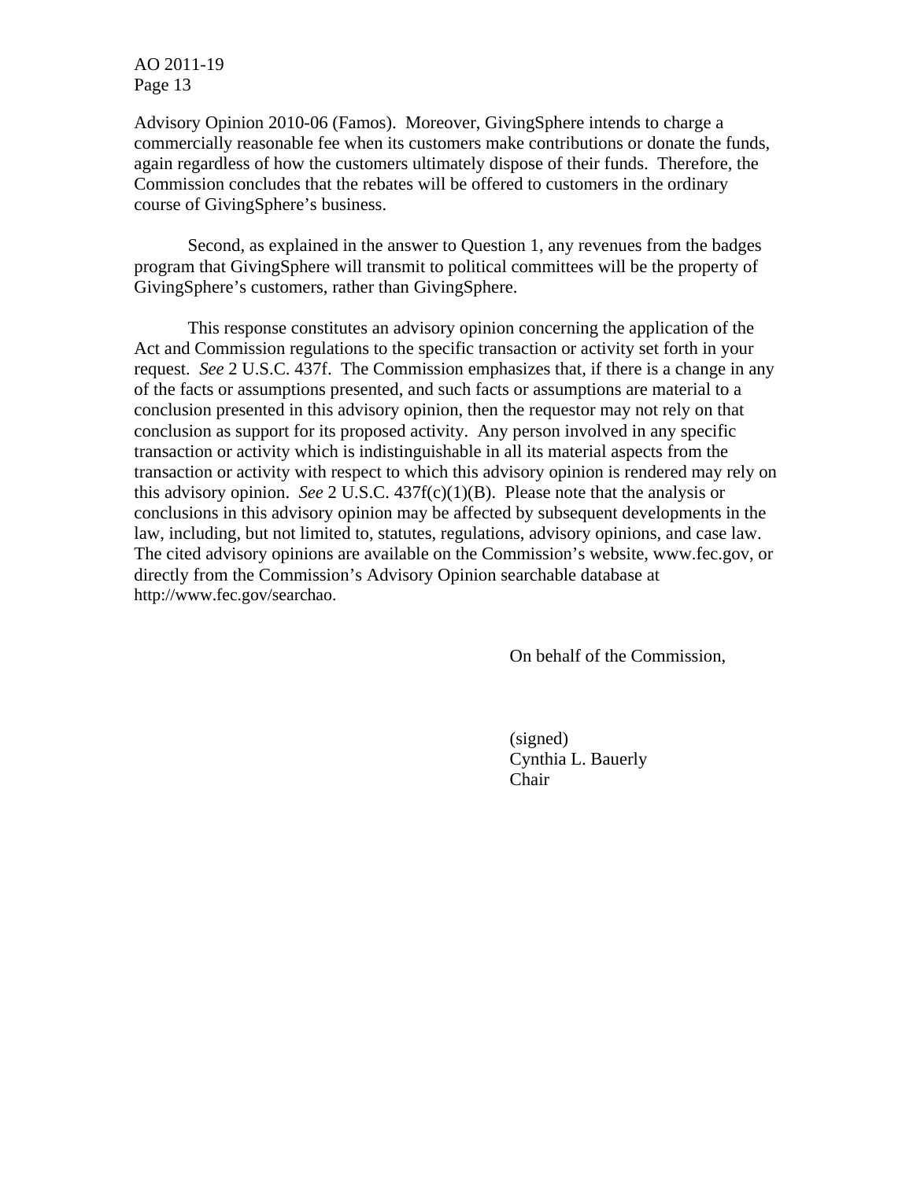Advisory Opinion 2010-06 (Famos). Moreover, GivingSphere intends to charge a commercially reasonable fee when its customers make contributions or donate the funds, again regardless of how the customers ultimately dispose of their funds. Therefore, the Commission concludes that the rebates will be offered to customers in the ordinary course of GivingSphere's business.

Second, as explained in the answer to Question 1, any revenues from the badges program that GivingSphere will transmit to political committees will be the property of GivingSphere's customers, rather than GivingSphere.

This response constitutes an advisory opinion concerning the application of the Act and Commission regulations to the specific transaction or activity set forth in your request. *See* 2 U.S.C. 437f. The Commission emphasizes that, if there is a change in any of the facts or assumptions presented, and such facts or assumptions are material to a conclusion presented in this advisory opinion, then the requestor may not rely on that conclusion as support for its proposed activity. Any person involved in any specific transaction or activity which is indistinguishable in all its material aspects from the transaction or activity with respect to which this advisory opinion is rendered may rely on this advisory opinion. *See* 2 U.S.C. 437f(c)(1)(B). Please note that the analysis or conclusions in this advisory opinion may be affected by subsequent developments in the law, including, but not limited to, statutes, regulations, advisory opinions, and case law. The cited advisory opinions are available on the Commission's website, www.fec.gov, or directly from the Commission's Advisory Opinion searchable database at http://www.fec.gov/searchao.

On behalf of the Commission,

(signed)
Cynthia L. Bauerly
Chair